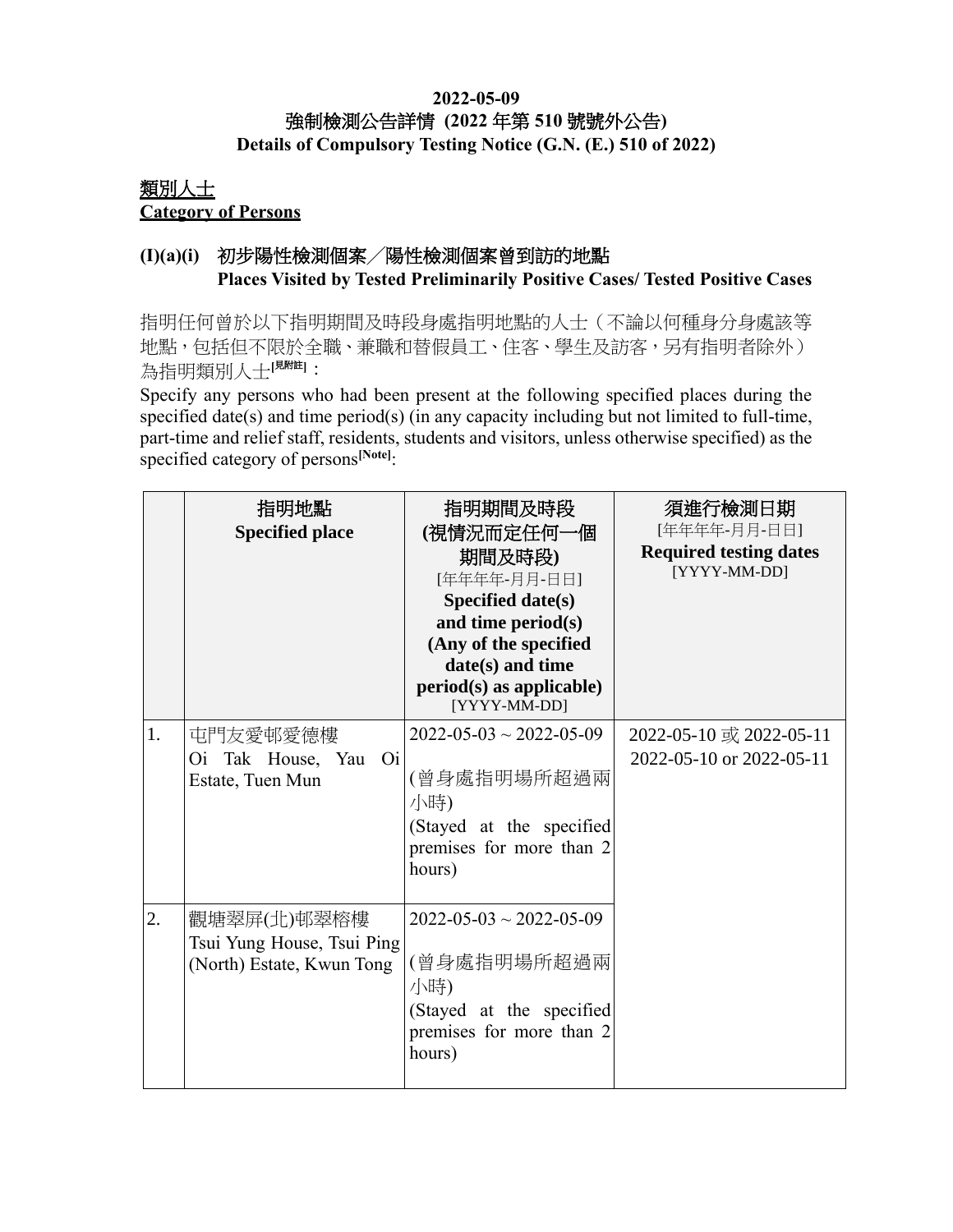**2022-05-09**

**強制檢測公告詳情 (2022 年第 510 號號外公告)**

**Details of Compulsory Testing Notice (G.N. (E.) 510 of 2022)**

## 類別人士
## Category of Persons

### (I)(a)(i) 初步陽性檢測個案／陽性檢測個案曾到訪的地點
### Places Visited by Tested Preliminarily Positive Cases/ Tested Positive Cases

指明任何曾於以下指明期間及時段身處指明地點的人士（不論以何種身分身處該等地點，包括但不限於全職、兼職和替假員工、住客、學生及訪客，另有指明者除外）為指明類別人士[見附註]：

Specify any persons who had been present at the following specified places during the specified date(s) and time period(s) (in any capacity including but not limited to full-time, part-time and relief staff, residents, students and visitors, unless otherwise specified) as the specified category of persons[Note]:

| | 指明地點 **Specified place** | 指明期間及時段 (視情況而定任何一個期間及時段) [年年年年-月月-日日] **Specified date(s) and time period(s) (Any of the specified date(s) and time period(s) as applicable)** [YYYY-MM-DD] | 須進行檢測日期 [年年年年-月月-日日] **Required testing dates** [YYYY-MM-DD] |
|---|---|---|---|
| 1. | 屯門友愛邨愛德樓 Oi Tak House, Yau Oi Estate, Tuen Mun | 2022-05-03 ~ 2022-05-09 (曾身處指明場所超過兩小時) (Stayed at the specified premises for more than 2 hours) | 2022-05-10 或 2022-05-11 2022-05-10 or 2022-05-11 |
| 2. | 觀塘翠屏(北)邨翠榕樓 Tsui Yung House, Tsui Ping (North) Estate, Kwun Tong | 2022-05-03 ~ 2022-05-09 (曾身處指明場所超過兩小時) (Stayed at the specified premises for more than 2 hours) | |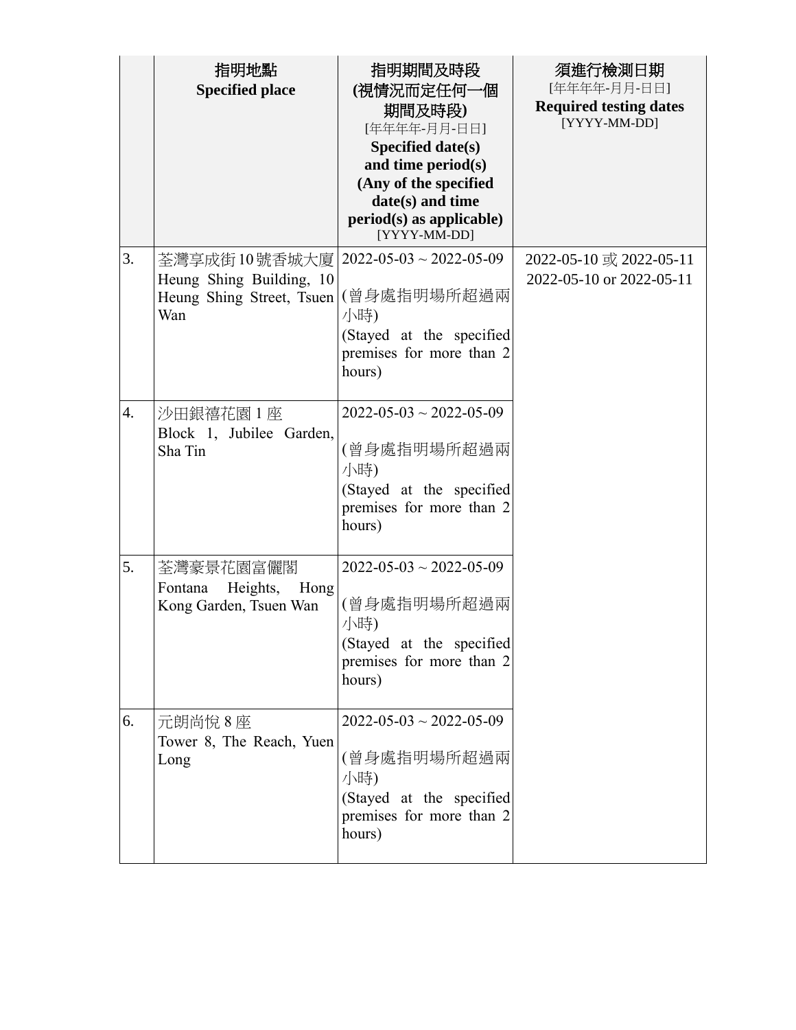| | 指明地點<br>**Specified place** | 指明期間及時段<br>**(視情況而定任何一個期間及時段)**<br>[年年年年-月月-日日]<br>**Specified date(s) and time period(s) (Any of the specified date(s) and time period(s) as applicable)**<br>[YYYY-MM-DD] | 須進行檢測日期<br>[年年年年-月月-日日]<br>**Required testing dates**<br>[YYYY-MM-DD] |
|---|---|---|---|
| 3. | 荃灣享成街10號香城大廈<br>Heung Shing Building, 10 Heung Shing Street, Tsuen Wan | 2022-05-03 ~ 2022-05-09<br><br>(曾身處指明場所超過兩小時)<br>(Stayed at the specified premises for more than 2 hours) | 2022-05-10 或 2022-05-11<br>2022-05-10 or 2022-05-11 |
| 4. | 沙田銀禧花園 1 座<br>Block 1, Jubilee Garden, Sha Tin | 2022-05-03 ~ 2022-05-09<br><br>(曾身處指明場所超過兩小時)<br>(Stayed at the specified premises for more than 2 hours) | |
| 5. | 荃灣豪景花園富儷閣<br>Fontana Heights, Hong Kong Garden, Tsuen Wan | 2022-05-03 ~ 2022-05-09<br><br>(曾身處指明場所超過兩小時)<br>(Stayed at the specified premises for more than 2 hours) | |
| 6. | 元朗尚悅 8 座<br>Tower 8, The Reach, Yuen Long | 2022-05-03 ~ 2022-05-09<br><br>(曾身處指明場所超過兩小時)<br>(Stayed at the specified premises for more than 2 hours) | |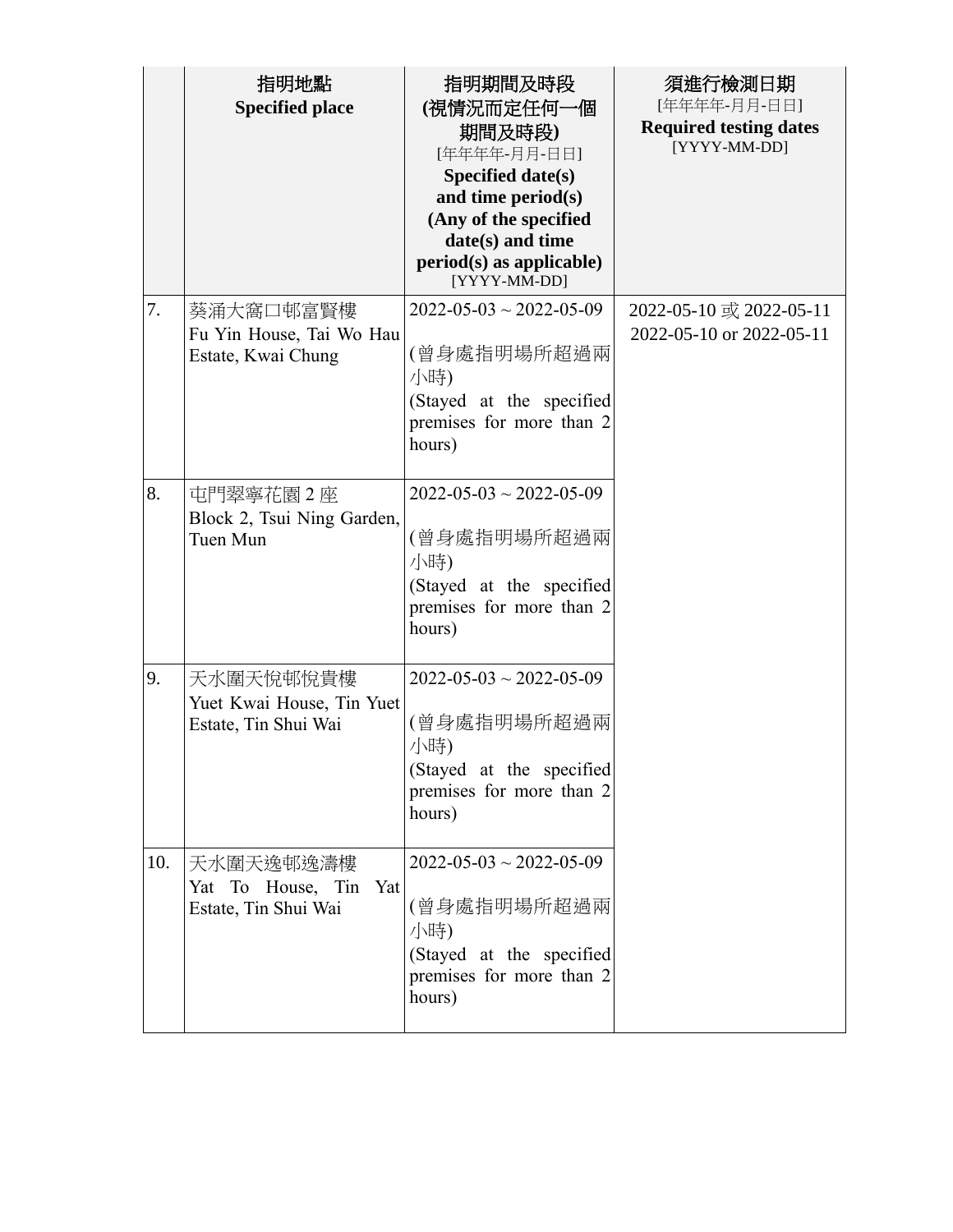| | 指明地點<br>**Specified place** | 指明期間及時段<br>**(視情況而定任何一個期間及時段)**<br>[年年年年-月月-日日]<br>**Specified date(s) and time period(s) (Any of the specified date(s) and time period(s) as applicable)**<br>[YYYY-MM-DD] | 須進行檢測日期<br>[年年年年-月月-日日]<br>**Required testing dates**<br>[YYYY-MM-DD] |
|---|---|---|---|
| 7. | 葵涌大窩口邨富賢樓<br>Fu Yin House, Tai Wo Hau Estate, Kwai Chung | 2022-05-03 ~ 2022-05-09<br><br>(曾身處指明場所超過兩小時)<br>(Stayed at the specified premises for more than 2 hours) | 2022-05-10 或 2022-05-11<br>2022-05-10 or 2022-05-11 |
| 8. | 屯門翠寧花園 2 座<br>Block 2, Tsui Ning Garden, Tuen Mun | 2022-05-03 ~ 2022-05-09<br><br>(曾身處指明場所超過兩小時)<br>(Stayed at the specified premises for more than 2 hours) | |
| 9. | 天水圍天悅邨悅貴樓<br>Yuet Kwai House, Tin Yuet Estate, Tin Shui Wai | 2022-05-03 ~ 2022-05-09<br><br>(曾身處指明場所超過兩小時)<br>(Stayed at the specified premises for more than 2 hours) | |
| 10. | 天水圍天逸邨逸濤樓<br>Yat To House, Tin Yat Estate, Tin Shui Wai | 2022-05-03 ~ 2022-05-09<br><br>(曾身處指明場所超過兩小時)<br>(Stayed at the specified premises for more than 2 hours) | |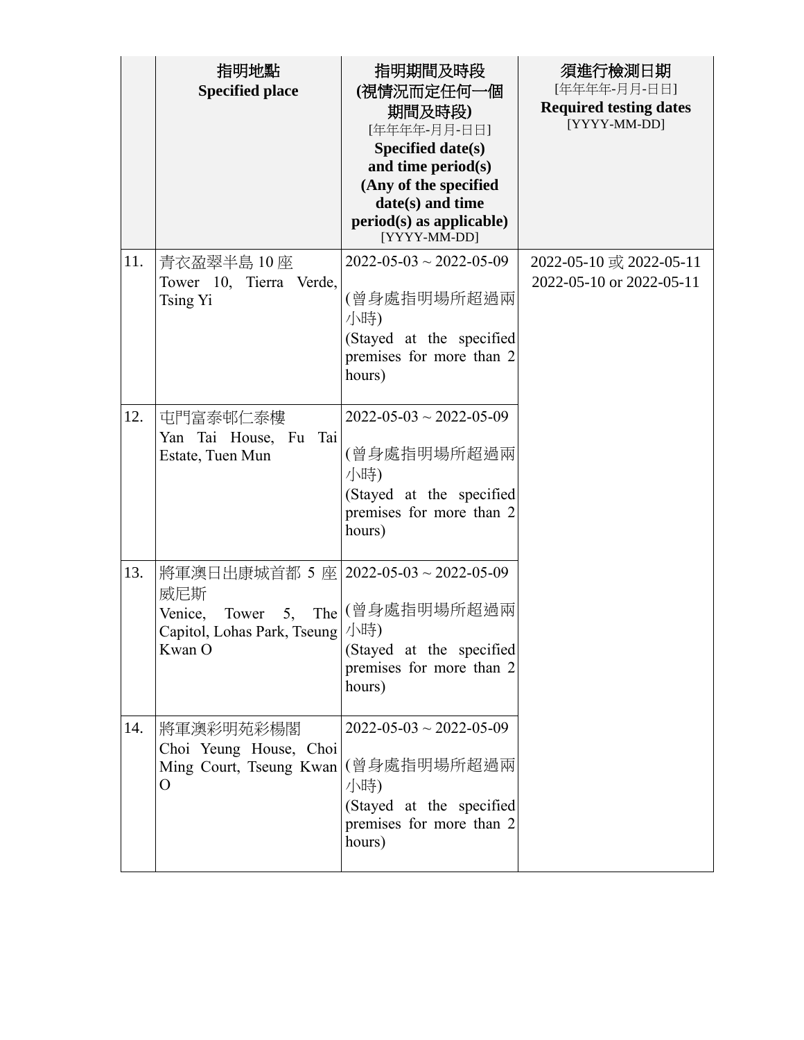| | 指明地點<br>**Specified place** | 指明期間及時段<br>**(視情況而定任何一個期間及時段)**<br>[年年年年-月月-日日]<br>**Specified date(s) and time period(s) (Any of the specified date(s) and time period(s) as applicable)**<br>[YYYY-MM-DD] | 須進行檢測日期<br>[年年年年-月月-日日]<br>**Required testing dates**<br>[YYYY-MM-DD] |
|---|---|---|---|
| 11. | 青衣盈翠半島 10 座<br>Tower 10, Tierra Verde, Tsing Yi | 2022-05-03 ~ 2022-05-09<br><br>(曾身處指明場所超過兩小時)<br>(Stayed at the specified premises for more than 2 hours) | 2022-05-10 或 2022-05-11<br>2022-05-10 or 2022-05-11 |
| 12. | 屯門富泰邨仁泰樓<br>Yan Tai House, Fu Tai Estate, Tuen Mun | 2022-05-03 ~ 2022-05-09<br><br>(曾身處指明場所超過兩小時)<br>(Stayed at the specified premises for more than 2 hours) | |
| 13. | 將軍澳日出康城首都 5 座威尼斯<br>Venice, Tower 5, The Capitol, Lohas Park, Tseung Kwan O | 2022-05-03 ~ 2022-05-09<br><br>(曾身處指明場所超過兩小時)<br>(Stayed at the specified premises for more than 2 hours) | |
| 14. | 將軍澳彩明苑彩楊閣<br>Choi Yeung House, Choi Ming Court, Tseung Kwan O | 2022-05-03 ~ 2022-05-09<br><br>(曾身處指明場所超過兩小時)<br>(Stayed at the specified premises for more than 2 hours) | |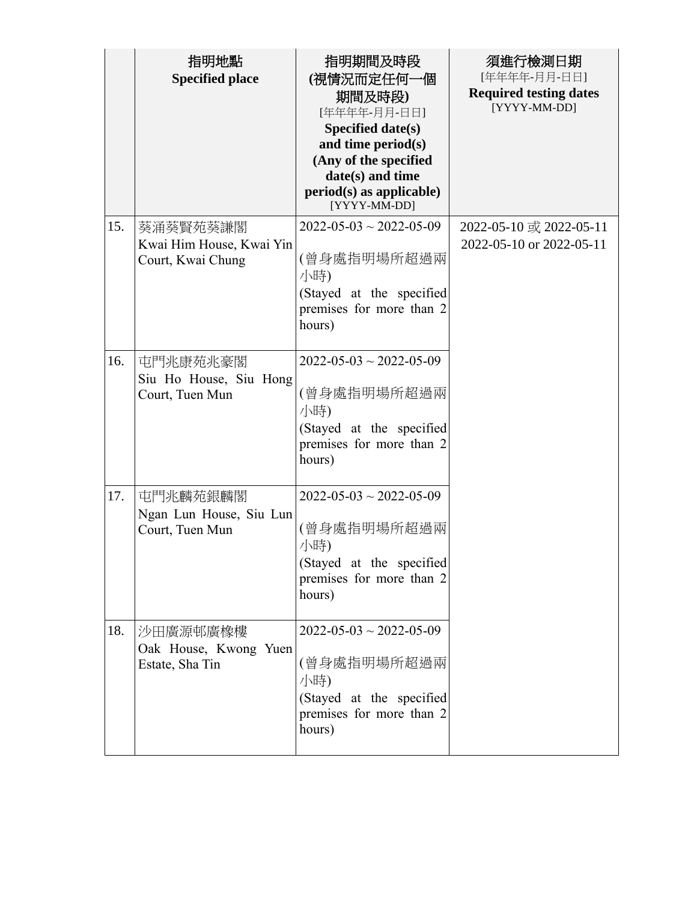| | 指明地點<br>**Specified place** | 指明期間及時段<br>**(視情況而定任何一個期間及時段)**<br>[年年年年-月月-日日]<br>**Specified date(s) and time period(s) (Any of the specified date(s) and time period(s) as applicable)**<br>[YYYY-MM-DD] | 須進行檢測日期<br>[年年年年-月月-日日]<br>**Required testing dates**<br>[YYYY-MM-DD] |
|---|---|---|---|
| 15. | 葵涌葵賢苑葵謙閣<br>Kwai Him House, Kwai Yin Court, Kwai Chung | 2022-05-03 ~ 2022-05-09<br><br>(曾身處指明場所超過兩小時)<br>(Stayed at the specified premises for more than 2 hours) | 2022-05-10 或 2022-05-11<br>2022-05-10 or 2022-05-11 |
| 16. | 屯門兆康苑兆豪閣<br>Siu Ho House, Siu Hong Court, Tuen Mun | 2022-05-03 ~ 2022-05-09<br><br>(曾身處指明場所超過兩小時)<br>(Stayed at the specified premises for more than 2 hours) | |
| 17. | 屯門兆麟苑銀麟閣<br>Ngan Lun House, Siu Lun Court, Tuen Mun | 2022-05-03 ~ 2022-05-09<br><br>(曾身處指明場所超過兩小時)<br>(Stayed at the specified premises for more than 2 hours) | |
| 18. | 沙田廣源邨廣橡樓<br>Oak House, Kwong Yuen Estate, Sha Tin | 2022-05-03 ~ 2022-05-09<br><br>(曾身處指明場所超過兩小時)<br>(Stayed at the specified premises for more than 2 hours) | |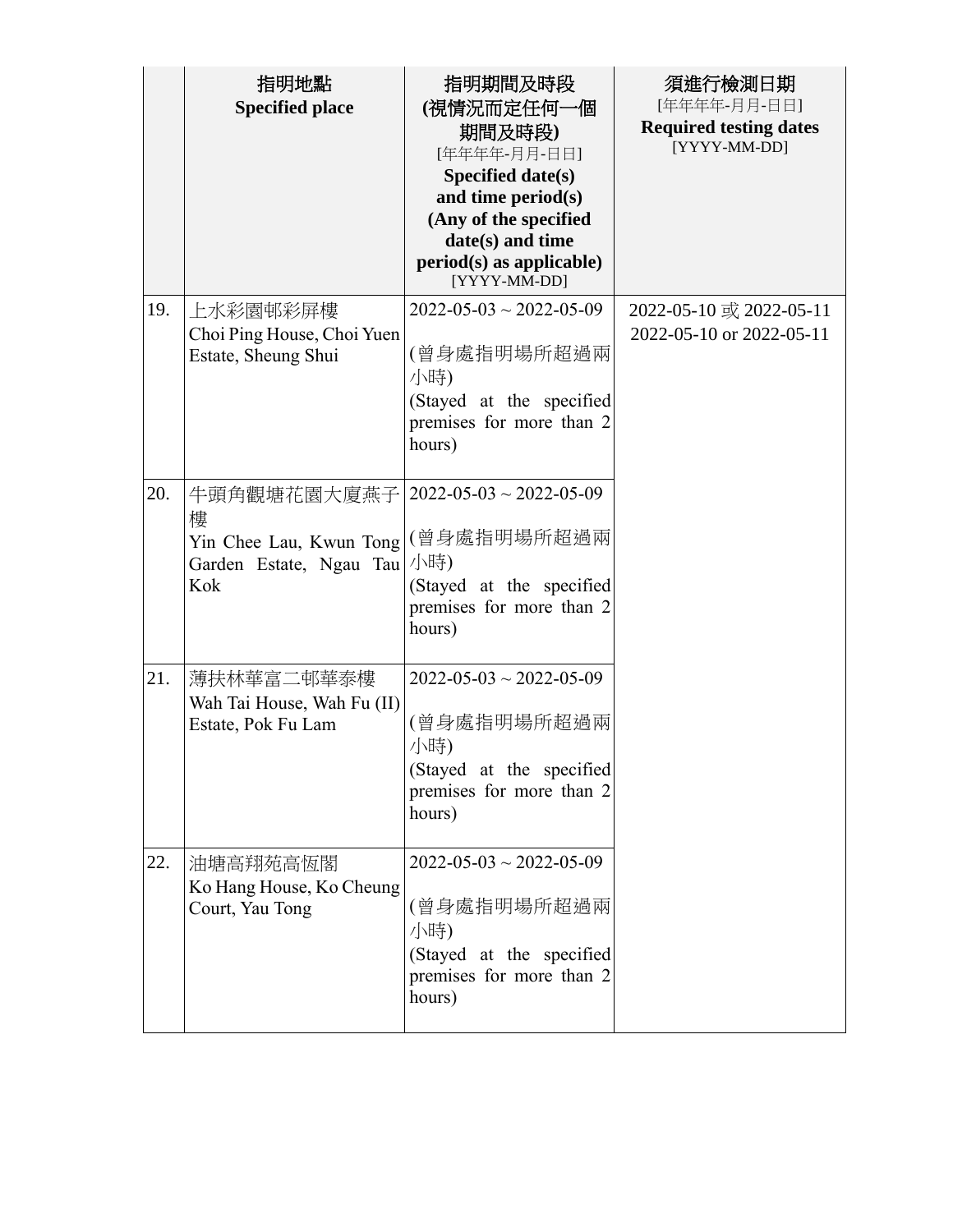| | 指明地點<br>**Specified place** | **指明期間及時段**<br>**(視情況而定任何一個期間及時段)**<br>[年年年年-月月-日日]<br>**Specified date(s) and time period(s) (Any of the specified date(s) and time period(s) as applicable)**<br>[YYYY-MM-DD] | **須進行檢測日期**<br>[年年年年-月月-日日]<br>**Required testing dates**<br>[YYYY-MM-DD] |
|---|---|---|---|
| 19. | 上水彩園邨彩屏樓<br>Choi Ping House, Choi Yuen Estate, Sheung Shui | 2022-05-03 ~ 2022-05-09<br><br>(曾身處指明場所超過兩小時)<br>(Stayed at the specified premises for more than 2 hours) | 2022-05-10 或 2022-05-11<br>2022-05-10 or 2022-05-11 |
| 20. | 牛頭角觀塘花園大廈燕子樓<br>Yin Chee Lau, Kwun Tong Garden Estate, Ngau Tau Kok | 2022-05-03 ~ 2022-05-09<br><br>(曾身處指明場所超過兩小時)<br>(Stayed at the specified premises for more than 2 hours) | |
| 21. | 薄扶林華富二邨華泰樓<br>Wah Tai House, Wah Fu (II) Estate, Pok Fu Lam | 2022-05-03 ~ 2022-05-09<br><br>(曾身處指明場所超過兩小時)<br>(Stayed at the specified premises for more than 2 hours) | |
| 22. | 油塘高翔苑高恆閣<br>Ko Hang House, Ko Cheung Court, Yau Tong | 2022-05-03 ~ 2022-05-09<br><br>(曾身處指明場所超過兩小時)<br>(Stayed at the specified premises for more than 2 hours) | |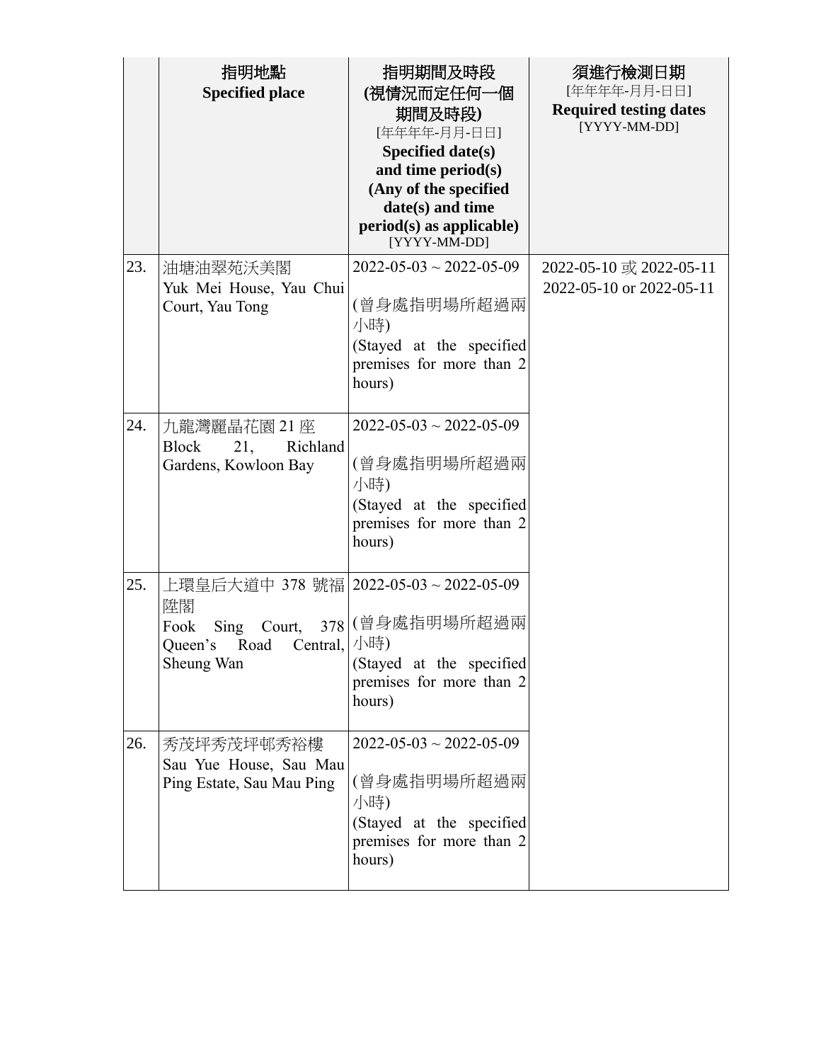| | 指明地點<br>**Specified place** | **指明期間及時段**<br>**(視情況而定任何一個期間及時段)**<br>[年年年年-月月-日日]<br>**Specified date(s) and time period(s) (Any of the specified date(s) and time period(s) as applicable)**<br>[YYYY-MM-DD] | **須進行檢測日期**<br>[年年年年-月月-日日]<br>**Required testing dates**<br>[YYYY-MM-DD] |
|---|---|---|---|
| 23. | 油塘油翠苑沃美閣<br>Yuk Mei House, Yau Chui Court, Yau Tong | 2022-05-03 ~ 2022-05-09<br><br>(曾身處指明場所超過兩小時)<br>(Stayed at the specified premises for more than 2 hours) | 2022-05-10 或 2022-05-11<br>2022-05-10 or 2022-05-11 |
| 24. | 九龍灣麗晶花園 21 座<br>Block 21, Richland Gardens, Kowloon Bay | 2022-05-03 ~ 2022-05-09<br><br>(曾身處指明場所超過兩小時)<br>(Stayed at the specified premises for more than 2 hours) | |
| 25. | 上環皇后大道中 378 號福陞閣<br>Fook Sing Court, 378 Queen's Road Central, Sheung Wan | 2022-05-03 ~ 2022-05-09<br><br>(曾身處指明場所超過兩小時)<br>(Stayed at the specified premises for more than 2 hours) | |
| 26. | 秀茂坪秀茂坪邨秀裕樓<br>Sau Yue House, Sau Mau Ping Estate, Sau Mau Ping | 2022-05-03 ~ 2022-05-09<br><br>(曾身處指明場所超過兩小時)<br>(Stayed at the specified premises for more than 2 hours) | |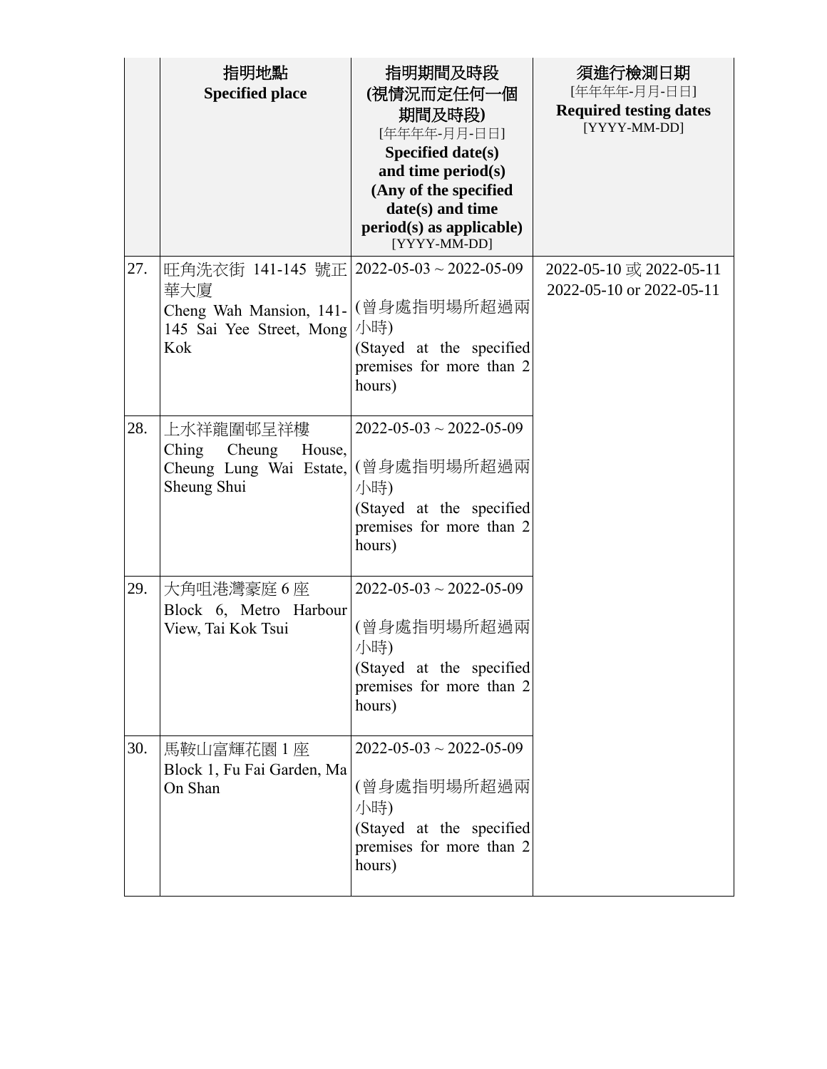| | 指明地點<br>**Specified place** | **指明期間及時段**<br>**(視情況而定任何一個期間及時段)**<br>[年年年年-月月-日日]<br>**Specified date(s) and time period(s) (Any of the specified date(s) and time period(s) as applicable)**<br>[YYYY-MM-DD] | **須進行檢測日期**<br>[年年年年-月月-日日]<br>**Required testing dates**<br>[YYYY-MM-DD] |
|---|---|---|---|
| 27. | 旺角洗衣街 141-145 號正華大廈<br>Cheng Wah Mansion, 141-145 Sai Yee Street, Mong Kok | 2022-05-03 ~ 2022-05-09<br><br>(曾身處指明場所超過兩小時)<br>(Stayed at the specified premises for more than 2 hours) | 2022-05-10 或 2022-05-11<br>2022-05-10 or 2022-05-11 |
| 28. | 上水祥龍圍邨呈祥樓<br>Ching Cheung House, Cheung Lung Wai Estate, Sheung Shui | 2022-05-03 ~ 2022-05-09<br><br>(曾身處指明場所超過兩小時)<br>(Stayed at the specified premises for more than 2 hours) | |
| 29. | 大角咀港灣豪庭 6 座<br>Block 6, Metro Harbour View, Tai Kok Tsui | 2022-05-03 ~ 2022-05-09<br><br>(曾身處指明場所超過兩小時)<br>(Stayed at the specified premises for more than 2 hours) | |
| 30. | 馬鞍山富輝花園 1 座<br>Block 1, Fu Fai Garden, Ma On Shan | 2022-05-03 ~ 2022-05-09<br><br>(曾身處指明場所超過兩小時)<br>(Stayed at the specified premises for more than 2 hours) | |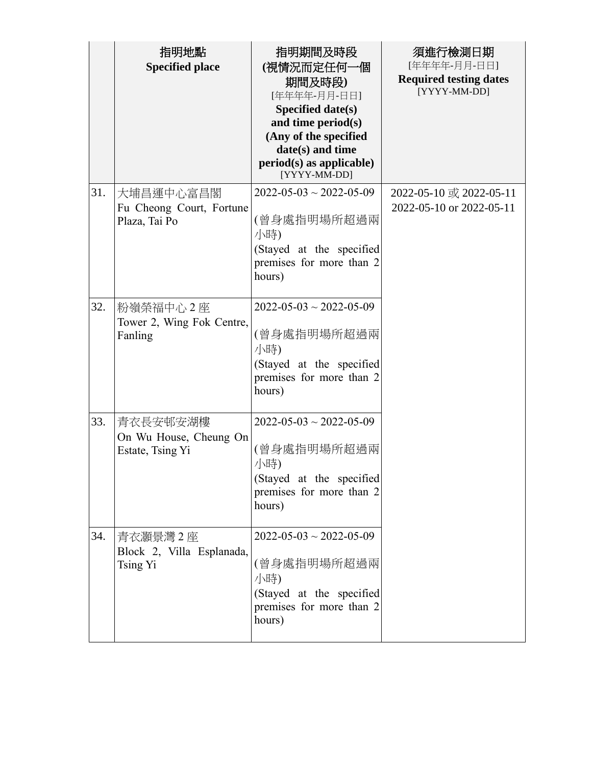| | 指明地點<br>**Specified place** | 指明期間及時段<br>**(視情況而定任何一個期間及時段)**<br>[年年年年-月月-日日]<br>**Specified date(s) and time period(s) (Any of the specified date(s) and time period(s) as applicable)**<br>[YYYY-MM-DD] | 須進行檢測日期<br>[年年年年-月月-日日]<br>**Required testing dates**<br>[YYYY-MM-DD] |
|---|---|---|---|
| 31. | 大埔昌運中心富昌閣<br>Fu Cheong Court, Fortune Plaza, Tai Po | 2022-05-03 ~ 2022-05-09<br><br>(曾身處指明場所超過兩小時)<br>(Stayed at the specified premises for more than 2 hours) | 2022-05-10 或 2022-05-11<br>2022-05-10 or 2022-05-11 |
| 32. | 粉嶺榮福中心 2 座<br>Tower 2, Wing Fok Centre, Fanling | 2022-05-03 ~ 2022-05-09<br><br>(曾身處指明場所超過兩小時)<br>(Stayed at the specified premises for more than 2 hours) | |
| 33. | 青衣長安邨安湖樓<br>On Wu House, Cheung On Estate, Tsing Yi | 2022-05-03 ~ 2022-05-09<br><br>(曾身處指明場所超過兩小時)<br>(Stayed at the specified premises for more than 2 hours) | |
| 34. | 青衣灝景灣 2 座<br>Block 2, Villa Esplanada, Tsing Yi | 2022-05-03 ~ 2022-05-09<br><br>(曾身處指明場所超過兩小時)<br>(Stayed at the specified premises for more than 2 hours) | |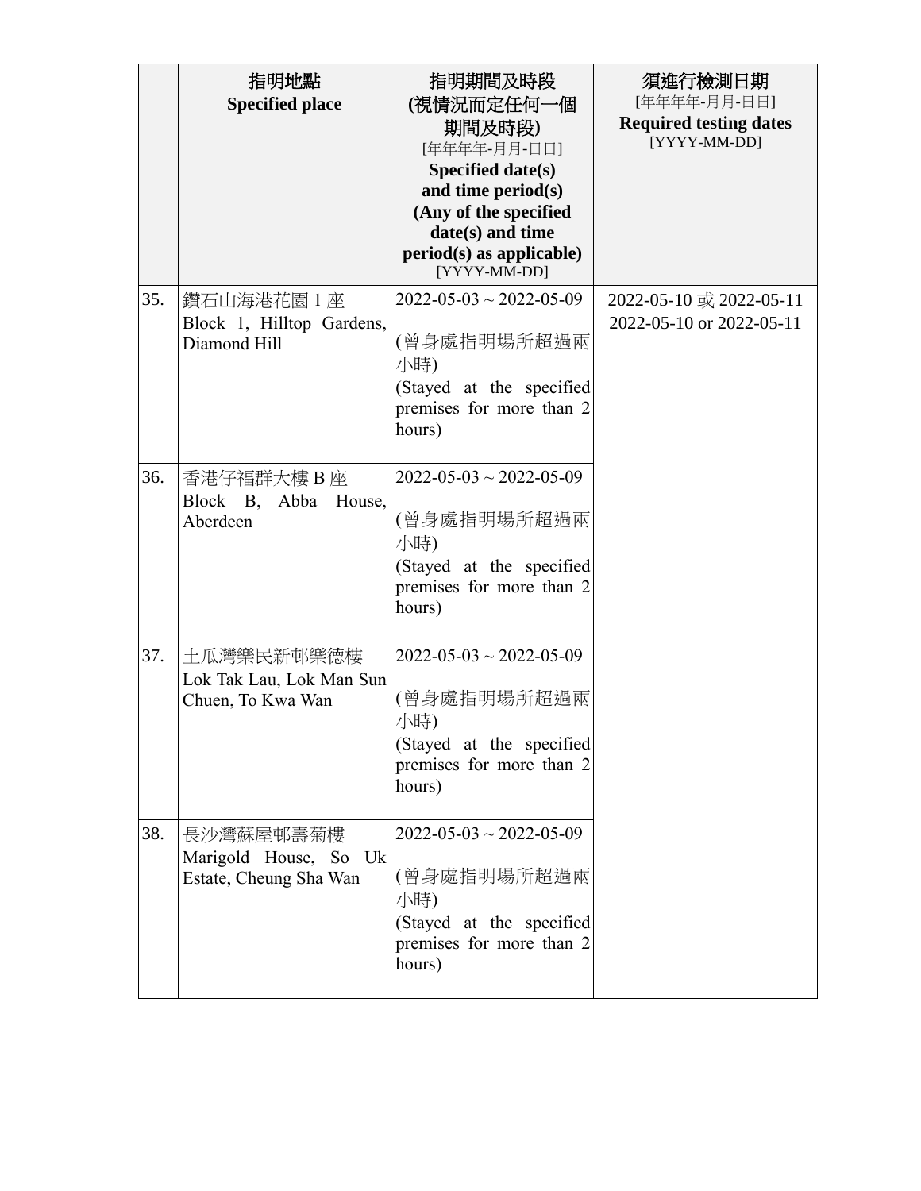| | 指明地點<br>**Specified place** | 指明期間及時段<br>**(視情況而定任何一個期間及時段)**<br>[年年年年-月月-日日]<br>**Specified date(s) and time period(s) (Any of the specified date(s) and time period(s) as applicable)**<br>[YYYY-MM-DD] | 須進行檢測日期<br>[年年年年-月月-日日]<br>**Required testing dates**<br>[YYYY-MM-DD] |
|---|---|---|---|
| 35. | 鑽石山海港花園 1 座<br>Block 1, Hilltop Gardens, Diamond Hill | 2022-05-03 ~ 2022-05-09<br><br>(曾身處指明場所超過兩小時)<br>(Stayed at the specified premises for more than 2 hours) | 2022-05-10 或 2022-05-11<br>2022-05-10 or 2022-05-11 |
| 36. | 香港仔福群大樓 B 座<br>Block B, Abba House, Aberdeen | 2022-05-03 ~ 2022-05-09<br><br>(曾身處指明場所超過兩小時)<br>(Stayed at the specified premises for more than 2 hours) | |
| 37. | 土瓜灣樂民新邨樂德樓<br>Lok Tak Lau, Lok Man Sun Chuen, To Kwa Wan | 2022-05-03 ~ 2022-05-09<br><br>(曾身處指明場所超過兩小時)<br>(Stayed at the specified premises for more than 2 hours) | |
| 38. | 長沙灣蘇屋邨壽菊樓<br>Marigold House, So Uk Estate, Cheung Sha Wan | 2022-05-03 ~ 2022-05-09<br><br>(曾身處指明場所超過兩小時)<br>(Stayed at the specified premises for more than 2 hours) | |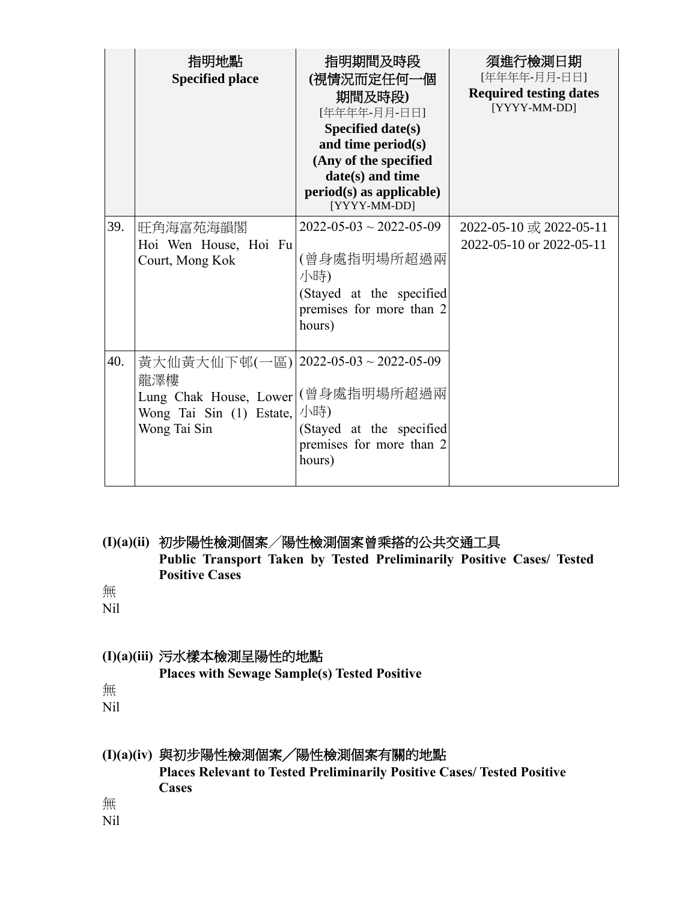| | 指明地點<br>**Specified place** | 指明期間及時段<br>**(視情況而定任何一個期間及時段)**<br>[年年年年-月月-日日]<br>**Specified date(s) and time period(s) (Any of the specified date(s) and time period(s) as applicable)**<br>[YYYY-MM-DD] | 須進行檢測日期<br>[年年年年-月月-日日]<br>**Required testing dates**<br>[YYYY-MM-DD] |
|---|---|---|---|
| 39. | 旺角海富苑海韻閣<br>Hoi Wen House, Hoi Fu Court, Mong Kok | 2022-05-03 ~ 2022-05-09<br><br>(曾身處指明場所超過兩小時)<br>(Stayed at the specified premises for more than 2 hours) | 2022-05-10 或 2022-05-11<br>2022-05-10 or 2022-05-11 |
| 40. | 黃大仙黃大仙下邨(一區)龍澤樓<br>Lung Chak House, Lower Wong Tai Sin (1) Estate, Wong Tai Sin | 2022-05-03 ~ 2022-05-09<br><br>(曾身處指明場所超過兩小時)<br>(Stayed at the specified premises for more than 2 hours) | |

### (I)(a)(ii) 初步陽性檢測個案╱陽性檢測個案曾乘搭的公共交通工具 Public Transport Taken by Tested Preliminarily Positive Cases/ Tested Positive Cases

無

Nil

### (I)(a)(iii) 污水樣本檢測呈陽性的地點 Places with Sewage Sample(s) Tested Positive

無

Nil

### (I)(a)(iv) 與初步陽性檢測個案╱陽性檢測個案有關的地點 Places Relevant to Tested Preliminarily Positive Cases/ Tested Positive Cases

無

Nil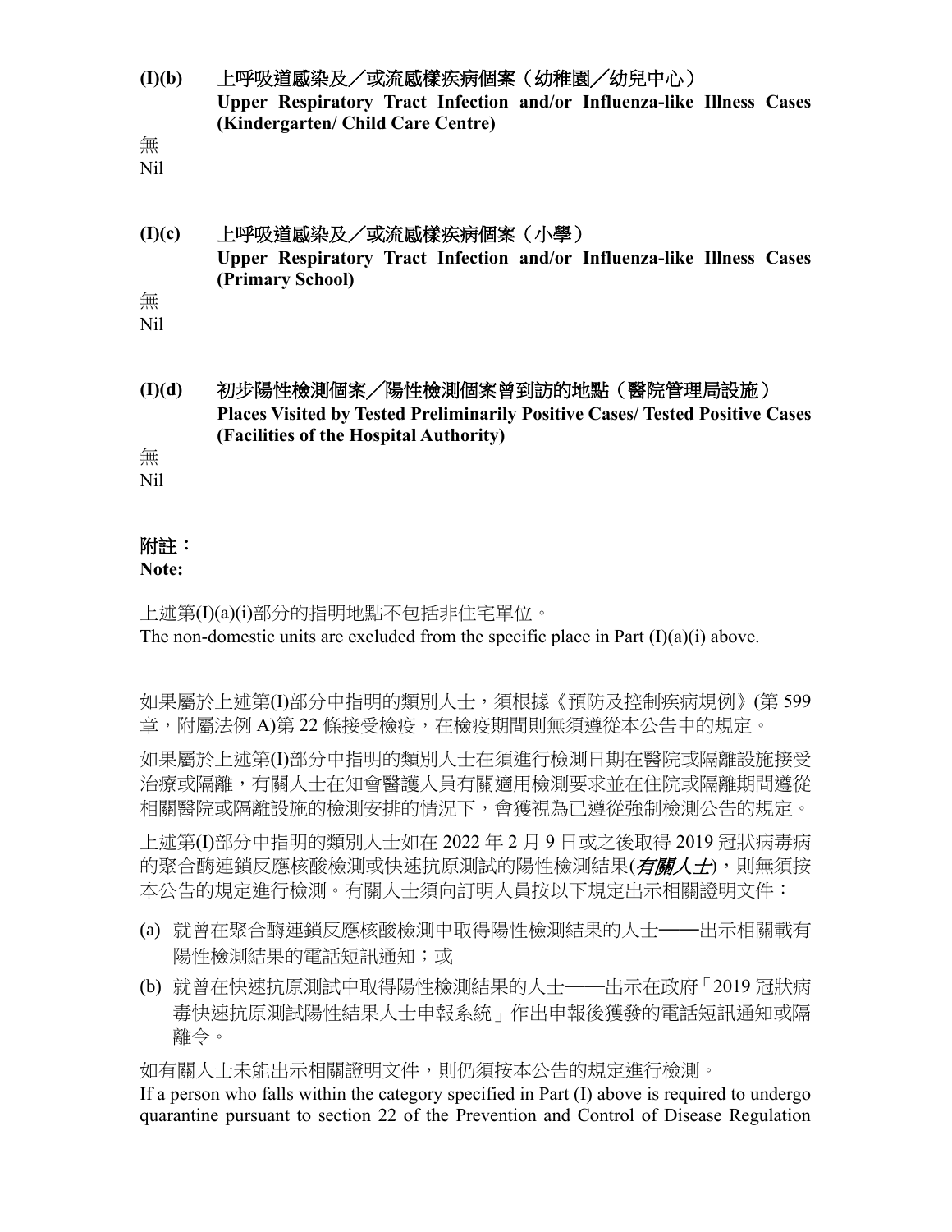**(I)(b)　上呼吸道感染及／或流感樣疾病個案（幼稚園／幼兒中心）**
**Upper Respiratory Tract Infection and/or Influenza-like Illness Cases (Kindergarten/ Child Care Centre)**

無
Nil

**(I)(c)　上呼吸道感染及／或流感樣疾病個案（小學）**
**Upper Respiratory Tract Infection and/or Influenza-like Illness Cases (Primary School)**

無
Nil

**(I)(d)　初步陽性檢測個案／陽性檢測個案曾到訪的地點（醫院管理局設施）**
**Places Visited by Tested Preliminarily Positive Cases/ Tested Positive Cases (Facilities of the Hospital Authority)**

無
Nil

**附註：**
**Note:**

上述第(I)(a)(i)部分的指明地點不包括非住宅單位。
The non-domestic units are excluded from the specific place in Part (I)(a)(i) above.

如果屬於上述第(I)部分中指明的類別人士，須根據《預防及控制疾病規例》(第 599 章，附屬法例 A)第 22 條接受檢疫，在檢疫期間則無須遵從本公告中的規定。

如果屬於上述第(I)部分中指明的類別人士在須進行檢測日期在醫院或隔離設施接受治療或隔離，有關人士在知會醫護人員有關適用檢測要求並在住院或隔離期間遵從相關醫院或隔離設施的檢測安排的情況下，會獲視為已遵從強制檢測公告的規定。

上述第(I)部分中指明的類別人士如在 2022 年 2 月 9 日或之後取得 2019 冠狀病毒病的聚合酶連鎖反應核酸檢測或快速抗原測試的陽性檢測結果(***有關人士***)，則無須按本公告的規定進行檢測。有關人士須向訂明人員按以下規定出示相關證明文件：

(a) 就曾在聚合酶連鎖反應核酸檢測中取得陽性檢測結果的人士——出示相關載有陽性檢測結果的電話短訊通知；或
(b) 就曾在快速抗原測試中取得陽性檢測結果的人士——出示在政府「2019 冠狀病毒快速抗原測試陽性結果人士申報系統」作出申報後獲發的電話短訊通知或隔離令。

如有關人士未能出示相關證明文件，則仍須按本公告的規定進行檢測。
If a person who falls within the category specified in Part (I) above is required to undergo quarantine pursuant to section 22 of the Prevention and Control of Disease Regulation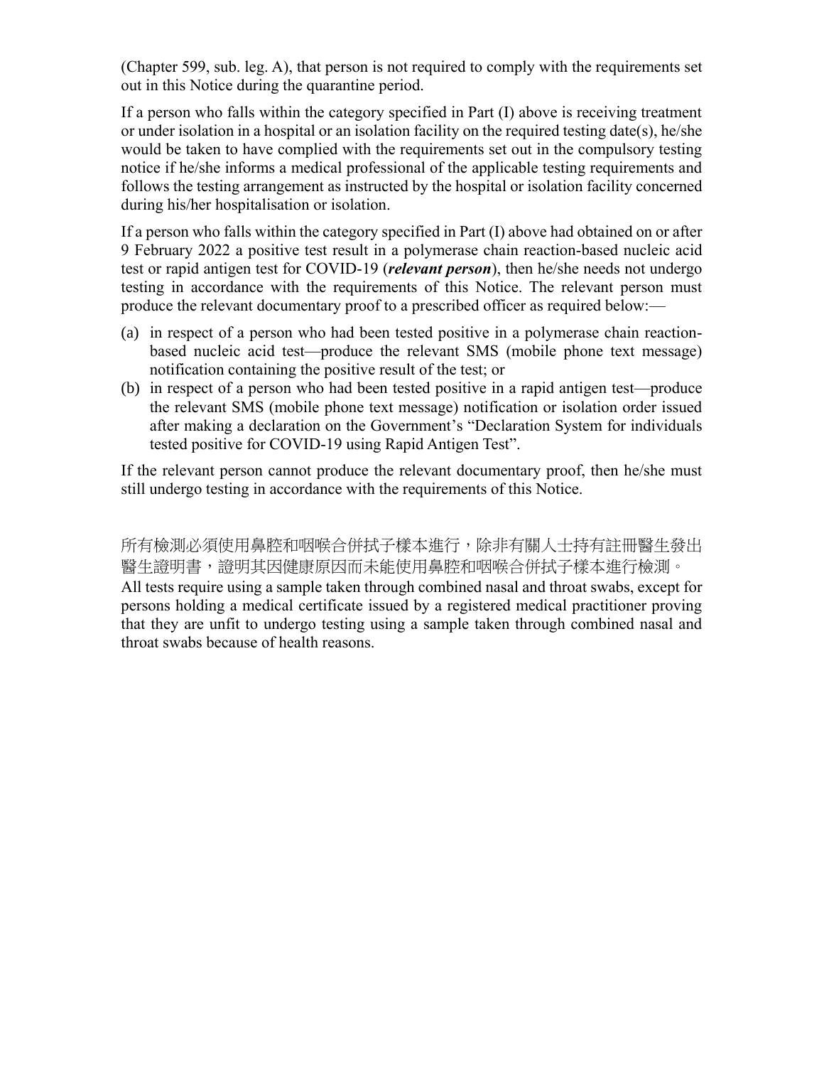(Chapter 599, sub. leg. A), that person is not required to comply with the requirements set out in this Notice during the quarantine period.

If a person who falls within the category specified in Part (I) above is receiving treatment or under isolation in a hospital or an isolation facility on the required testing date(s), he/she would be taken to have complied with the requirements set out in the compulsory testing notice if he/she informs a medical professional of the applicable testing requirements and follows the testing arrangement as instructed by the hospital or isolation facility concerned during his/her hospitalisation or isolation.

If a person who falls within the category specified in Part (I) above had obtained on or after 9 February 2022 a positive test result in a polymerase chain reaction-based nucleic acid test or rapid antigen test for COVID-19 (***relevant person***), then he/she needs not undergo testing in accordance with the requirements of this Notice. The relevant person must produce the relevant documentary proof to a prescribed officer as required below:—

(a) in respect of a person who had been tested positive in a polymerase chain reaction-based nucleic acid test—produce the relevant SMS (mobile phone text message) notification containing the positive result of the test; or

(b) in respect of a person who had been tested positive in a rapid antigen test—produce the relevant SMS (mobile phone text message) notification or isolation order issued after making a declaration on the Government's "Declaration System for individuals tested positive for COVID-19 using Rapid Antigen Test".

If the relevant person cannot produce the relevant documentary proof, then he/she must still undergo testing in accordance with the requirements of this Notice.

所有檢測必須使用鼻腔和咽喉合併拭子樣本進行，除非有關人士持有註冊醫生發出醫生證明書，證明其因健康原因而未能使用鼻腔和咽喉合併拭子樣本進行檢測。

All tests require using a sample taken through combined nasal and throat swabs, except for persons holding a medical certificate issued by a registered medical practitioner proving that they are unfit to undergo testing using a sample taken through combined nasal and throat swabs because of health reasons.